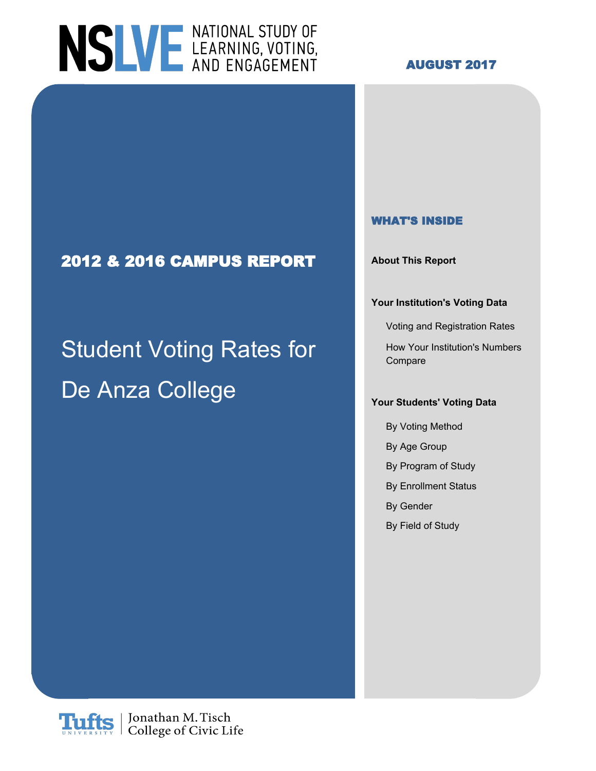# NSLVE NATIONAL STUDY OF LEARNING, VOTING, AND ENGAGEMENT

**AUGUST 2017**

## 2012 & 2016 CAMPUS REPORT

# Student Voting Rates for De Anza College

### WHAT'S INSIDE

**About This Report**

**Your Institution's Voting Data**

- Voting and Registration Rates
- How Your Institution's Numbers Compare

**Your Students' Voting Data**

- By Voting Method
- By Age Group
- By Program of Study
- By Enrollment Status
- By Gender
- By Field of Study

Tufts University | Jonathan M. Tisch College of Civic Life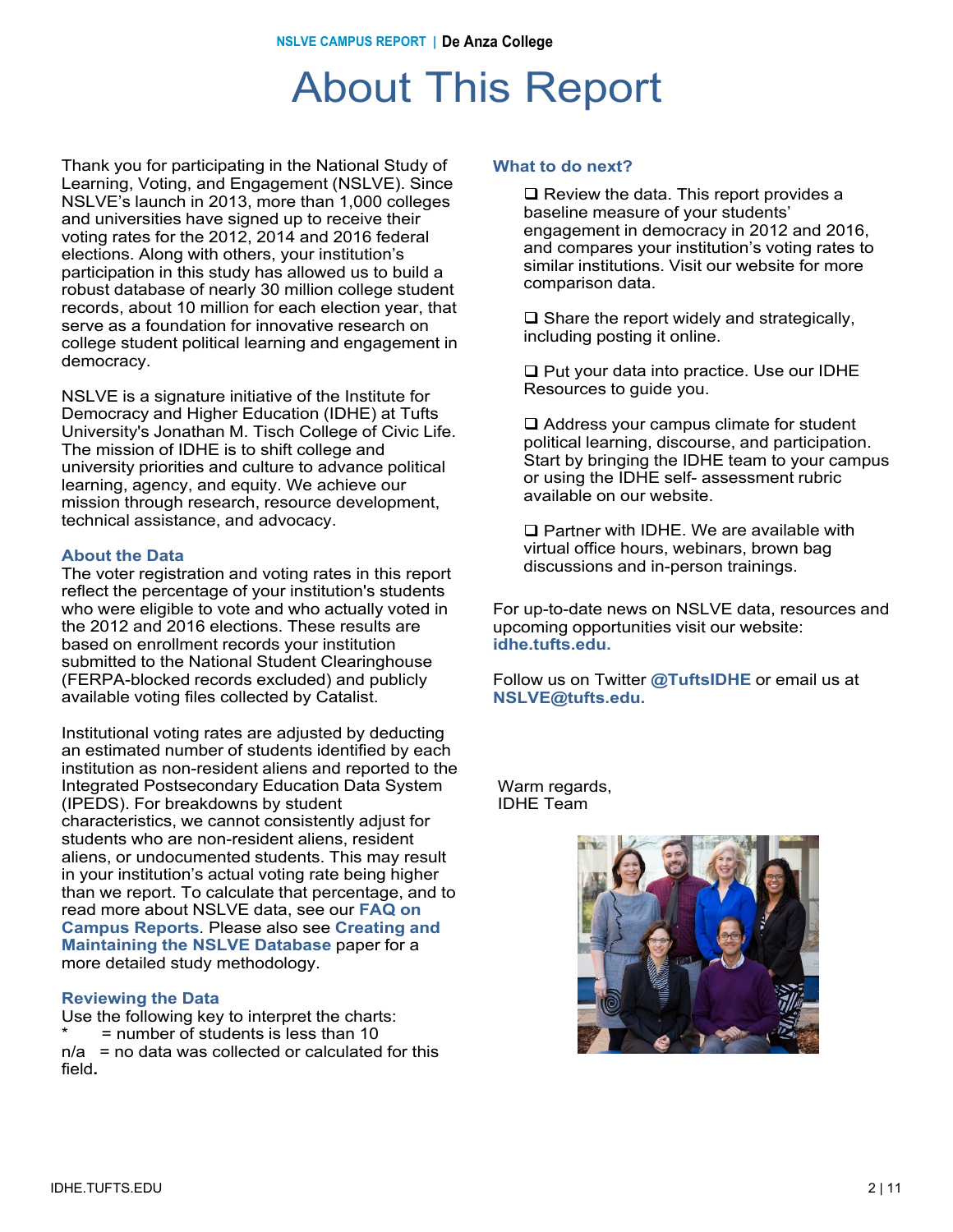# About This Report

Thank you for participating in the National Study of Learning, Voting, and Engagement (NSLVE). Since NSLVE's launch in 2013, more than 1,000 colleges and universities have signed up to receive their voting rates for the 2012, 2014 and 2016 federal elections. Along with others, your institution's participation in this study has allowed us to build a robust database of nearly 30 million college student records, about 10 million for each election year, that serve as a foundation for innovative research on college student political learning and engagement in democracy.

NSLVE is a signature initiative of the Institute for Democracy and Higher Education (IDHE) at Tufts University's Jonathan M. Tisch College of Civic Life. The mission of IDHE is to shift college and university priorities and culture to advance political learning, agency, and equity. We achieve our mission through research, resource development, technical assistance, and advocacy.

### About the Data

The voter registration and voting rates in this report reflect the percentage of your institution's students who were eligible to vote and who actually voted in the 2012 and 2016 elections. These results are based on enrollment records your institution submitted to the National Student Clearinghouse (FERPA-blocked records excluded) and publicly available voting files collected by Catalist.

Institutional voting rates are adjusted by deducting an estimated number of students identified by each institution as non-resident aliens and reported to the Integrated Postsecondary Education Data System (IPEDS). For breakdowns by student characteristics, we cannot consistently adjust for students who are non-resident aliens, resident aliens, or undocumented students. This may result in your institution's actual voting rate being higher than we report. To calculate that percentage, and to read more about NSLVE data, see our **FAQ on Campus Reports**. Please also see **Creating and Maintaining the NSLVE Database** paper for a more detailed study methodology.

### Reviewing the Data

Use the following key to interpret the charts:

\* = number of students is less than 10

n/a = no data was collected or calculated for this field.

### What to do next?

- ❑ Review the data. This report provides a baseline measure of your students' engagement in democracy in 2012 and 2016, and compares your institution's voting rates to similar institutions. Visit our website for more comparison data.
- ❑ Share the report widely and strategically, including posting it online.
- ❑ Put your data into practice. Use our IDHE Resources to guide you.
- ❑ Address your campus climate for student political learning, discourse, and participation. Start by bringing the IDHE team to your campus or using the IDHE self- assessment rubric available on our website.
- ❑ Partner with IDHE. We are available with virtual office hours, webinars, brown bag discussions and in-person trainings.

For up-to-date news on NSLVE data, resources and upcoming opportunities visit our website: **idhe.tufts.edu.**

Follow us on Twitter **@TuftsIDHE** or email us at **NSLVE@tufts.edu.**

Warm regards,
IDHE Team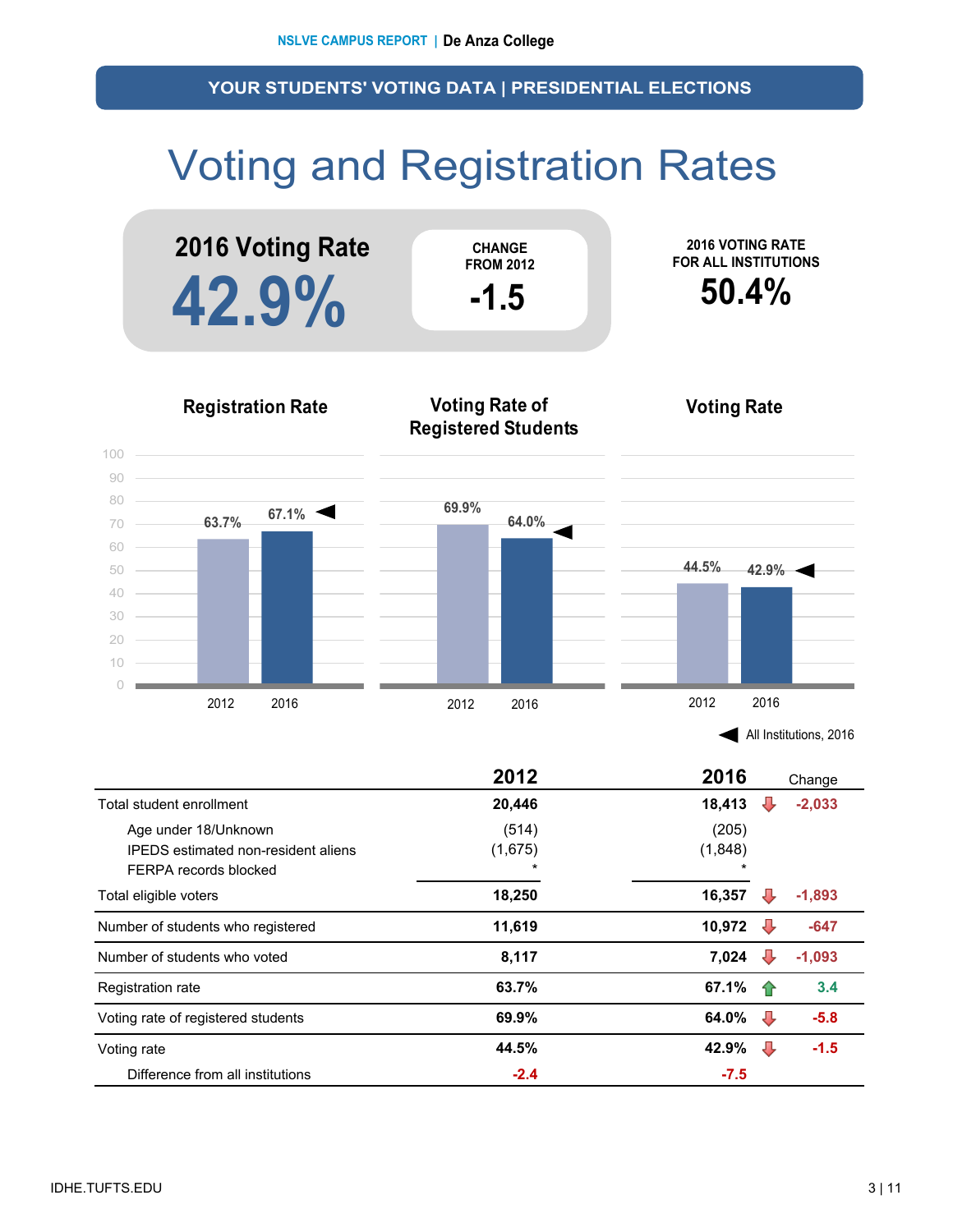## YOUR STUDENTS' VOTING DATA | PRESIDENTIAL ELECTIONS

# Voting and Registration Rates

**2016 Voting Rate**

**42.9%**

CHANGE FROM 2012

**-1.5**

2016 VOTING RATE FOR ALL INSTITUTIONS

**50.4%**

### Registration Rate

| | 2012 | 2016 |
|---|---|---|
| Registration Rate | 63.7% | 67.1% |

### Voting Rate of Registered Students

| | 2012 | 2016 |
|---|---|---|
| Voting Rate of Registered Students | 69.9% | 64.0% |

### Voting Rate

| | 2012 | 2016 |
|---|---|---|
| Voting Rate | 44.5% | 42.9% |

◄ All Institutions, 2016

| | 2012 | 2016 | Change |
|---|---|---|---|
| Total student enrollment | 20,446 | 18,413 | -2,033 |
| Age under 18/Unknown | (514) | (205) | |
| IPEDS estimated non-resident aliens | (1,675) | (1,848) | |
| FERPA records blocked | * | * | |
| Total eligible voters | 18,250 | 16,357 | -1,893 |
| Number of students who registered | 11,619 | 10,972 | -647 |
| Number of students who voted | 8,117 | 7,024 | -1,093 |
| Registration rate | 63.7% | 67.1% | 3.4 |
| Voting rate of registered students | 69.9% | 64.0% | -5.8 |
| Voting rate | 44.5% | 42.9% | -1.5 |
| Difference from all institutions | -2.4 | -7.5 | |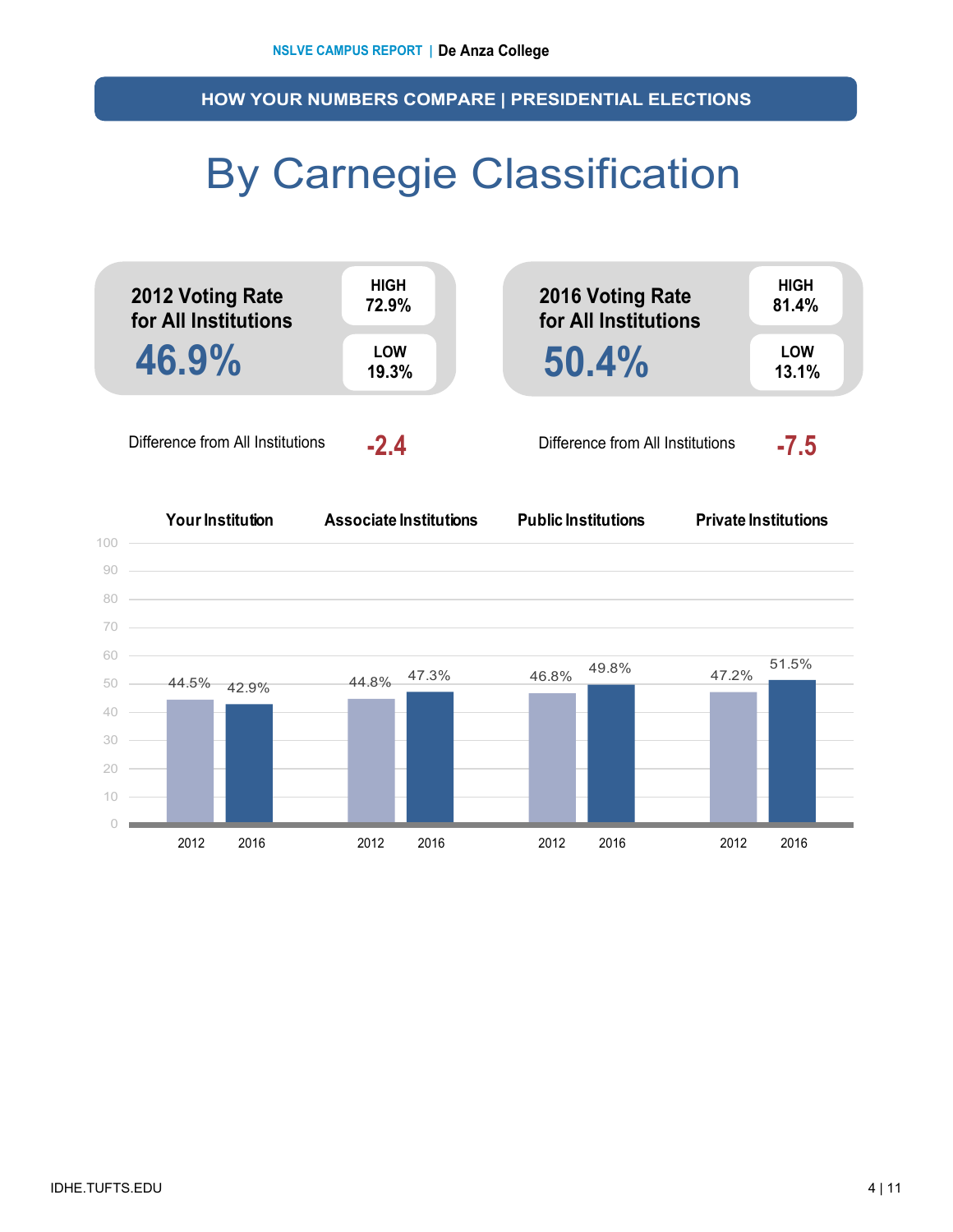## HOW YOUR NUMBERS COMPARE | PRESIDENTIAL ELECTIONS

# By Carnegie Classification

**2012 Voting Rate for All Institutions**

**46.9%**

HIGH 72.9%

LOW 19.3%

Difference from All Institutions **-2.4**

**2016 Voting Rate for All Institutions**

**50.4%**

HIGH 81.4%

LOW 13.1%

Difference from All Institutions **-7.5**

| | Your Institution | Associate Institutions | Public Institutions | Private Institutions |
|---|---|---|---|---|
| 2012 | 44.5% | 44.8% | 46.8% | 47.2% |
| 2016 | 42.9% | 47.3% | 49.8% | 51.5% |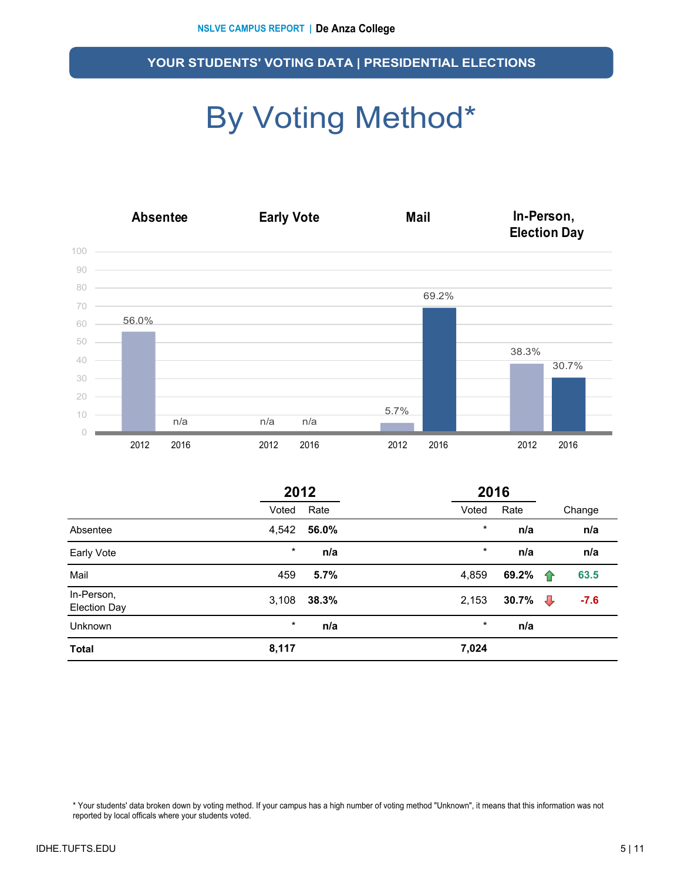## YOUR STUDENTS' VOTING DATA | PRESIDENTIAL ELECTIONS

# By Voting Method*

| | Absentee | Early Vote | Mail | In-Person, Election Day |
|---|---|---|---|---|
| 2012 | 56.0% | n/a | 5.7% | 38.3% |
| 2016 | n/a | n/a | 69.2% | 30.7% |

| | 2012 | | 2016 | | |
|---|---|---|---|---|---|
| | Voted | Rate | Voted | Rate | Change |
| Absentee | 4,542 | **56.0%** | * | **n/a** | **n/a** |
| Early Vote | * | **n/a** | * | **n/a** | **n/a** |
| Mail | 459 | **5.7%** | 4,859 | **69.2%** | ↑ **63.5** |
| In-Person, Election Day | 3,108 | **38.3%** | 2,153 | **30.7%** | ↓ **-7.6** |
| Unknown | * | **n/a** | * | **n/a** | |
| **Total** | **8,117** | | **7,024** | | |

* Your students' data broken down by voting method. If your campus has a high number of voting method "Unknown", it means that this information was not reported by local officals where your students voted.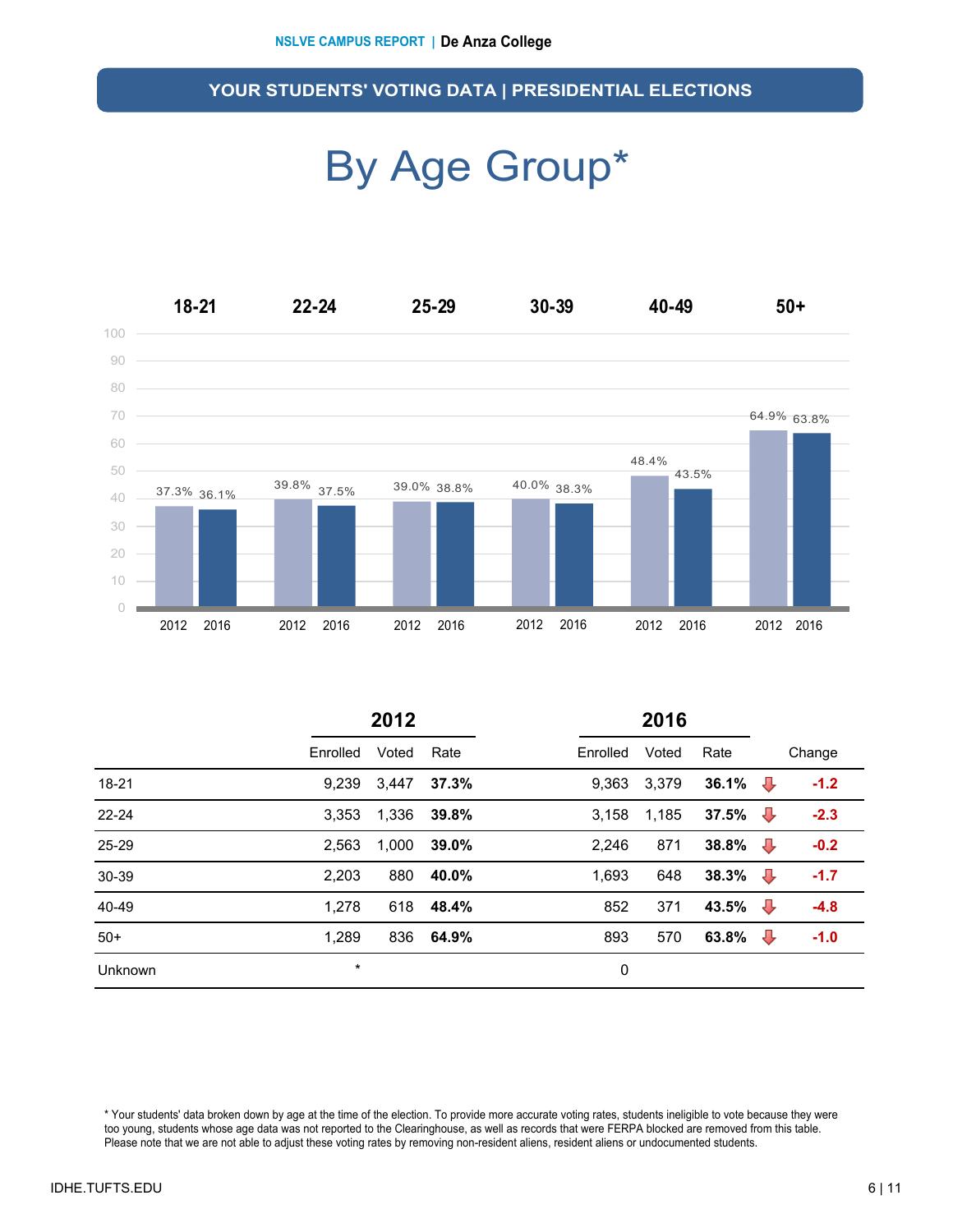## YOUR STUDENTS' VOTING DATA | PRESIDENTIAL ELECTIONS

# By Age Group*

| | 18-21 | 22-24 | 25-29 | 30-39 | 40-49 | 50+ |
|---|---|---|---|---|---|---|
| 2012 | 37.3% | 39.8% | 39.0% | 40.0% | 48.4% | 64.9% |
| 2016 | 36.1% | 37.5% | 38.8% | 38.3% | 43.5% | 63.8% |

| | 2012 | | | 2016 | | | |
|---|---|---|---|---|---|---|---|
| | Enrolled | Voted | Rate | Enrolled | Voted | Rate | Change |
| 18-21 | 9,239 | 3,447 | **37.3%** | 9,363 | 3,379 | **36.1%** | -1.2 |
| 22-24 | 3,353 | 1,336 | **39.8%** | 3,158 | 1,185 | **37.5%** | -2.3 |
| 25-29 | 2,563 | 1,000 | **39.0%** | 2,246 | 871 | **38.8%** | -0.2 |
| 30-39 | 2,203 | 880 | **40.0%** | 1,693 | 648 | **38.3%** | -1.7 |
| 40-49 | 1,278 | 618 | **48.4%** | 852 | 371 | **43.5%** | -4.8 |
| 50+ | 1,289 | 836 | **64.9%** | 893 | 570 | **63.8%** | -1.0 |
| Unknown | * | | | 0 | | | |

* Your students' data broken down by age at the time of the election. To provide more accurate voting rates, students ineligible to vote because they were too young, students whose age data was not reported to the Clearinghouse, as well as records that were FERPA blocked are removed from this table. Please note that we are not able to adjust these voting rates by removing non-resident aliens, resident aliens or undocumented students.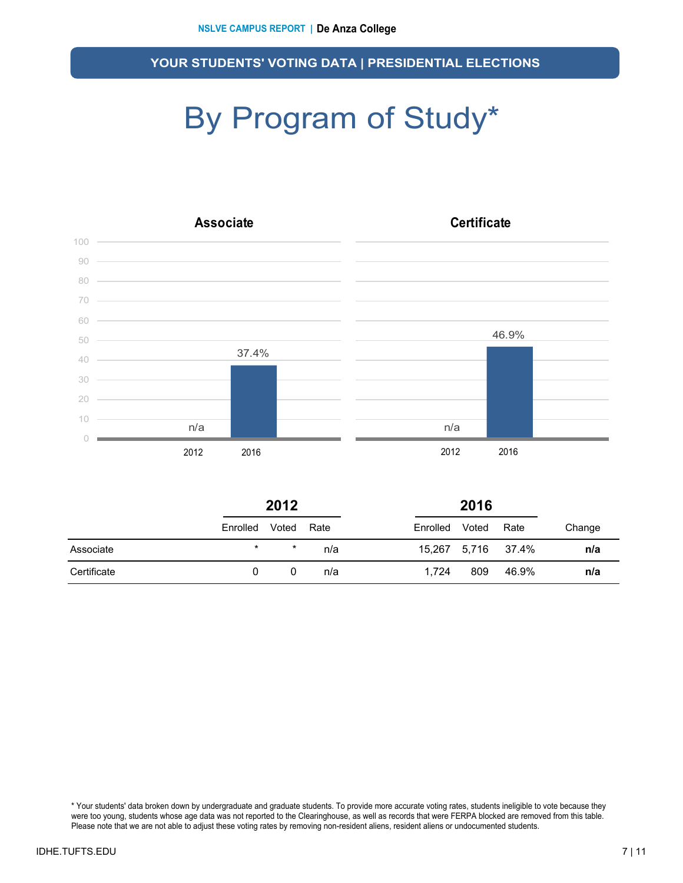## YOUR STUDENTS' VOTING DATA | PRESIDENTIAL ELECTIONS

# By Program of Study*

### Associate

| | 2012 | 2016 |
|---|---|---|
| Rate | n/a | 37.4% |

### Certificate

| | 2012 | 2016 |
|---|---|---|
| Rate | n/a | 46.9% |

| | 2012 | | | 2016 | | | |
|---|---|---|---|---|---|---|---|
| | Enrolled | Voted | Rate | Enrolled | Voted | Rate | Change |
| Associate | * | * | n/a | 15,267 | 5,716 | 37.4% | **n/a** |
| Certificate | 0 | 0 | n/a | 1,724 | 809 | 46.9% | **n/a** |

* Your students' data broken down by undergraduate and graduate students. To provide more accurate voting rates, students ineligible to vote because they were too young, students whose age data was not reported to the Clearinghouse, as well as records that were FERPA blocked are removed from this table. Please note that we are not able to adjust these voting rates by removing non-resident aliens, resident aliens or undocumented students.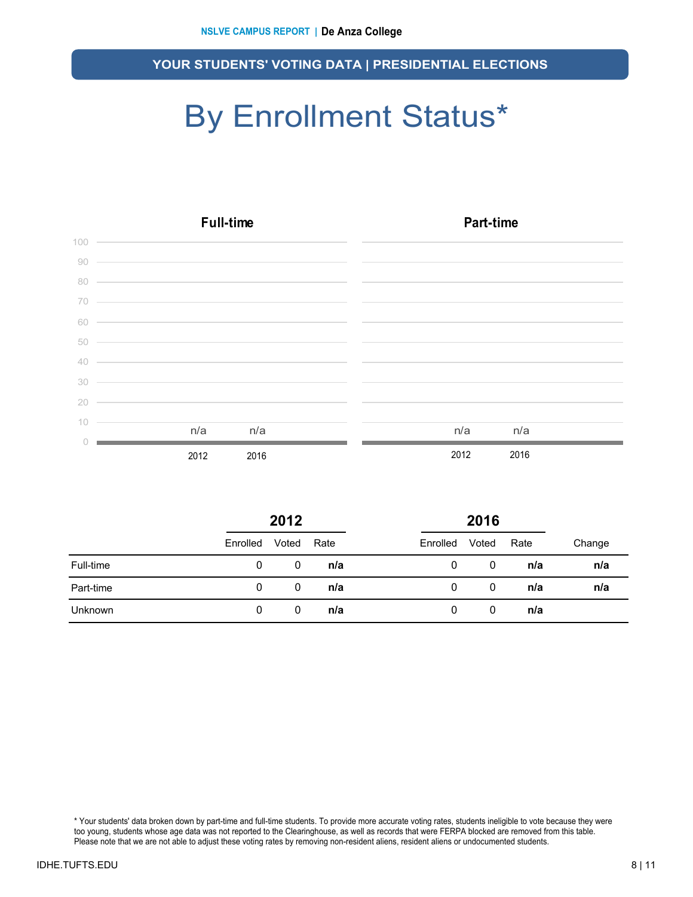## YOUR STUDENTS' VOTING DATA | PRESIDENTIAL ELECTIONS

# By Enrollment Status*

**Full-time**

| | 2012 | 2016 |
|---|---|---|
| Rate | n/a | n/a |

**Part-time**

| | 2012 | 2016 |
|---|---|---|
| Rate | n/a | n/a |

| | 2012 | | | 2016 | | | |
|---|---|---|---|---|---|---|---|
| | Enrolled | Voted | Rate | Enrolled | Voted | Rate | Change |
| Full-time | 0 | 0 | **n/a** | 0 | 0 | **n/a** | **n/a** |
| Part-time | 0 | 0 | **n/a** | 0 | 0 | **n/a** | **n/a** |
| Unknown | 0 | 0 | **n/a** | 0 | 0 | **n/a** | |

* Your students' data broken down by part-time and full-time students. To provide more accurate voting rates, students ineligible to vote because they were too young, students whose age data was not reported to the Clearinghouse, as well as records that were FERPA blocked are removed from this table. Please note that we are not able to adjust these voting rates by removing non-resident aliens, resident aliens or undocumented students.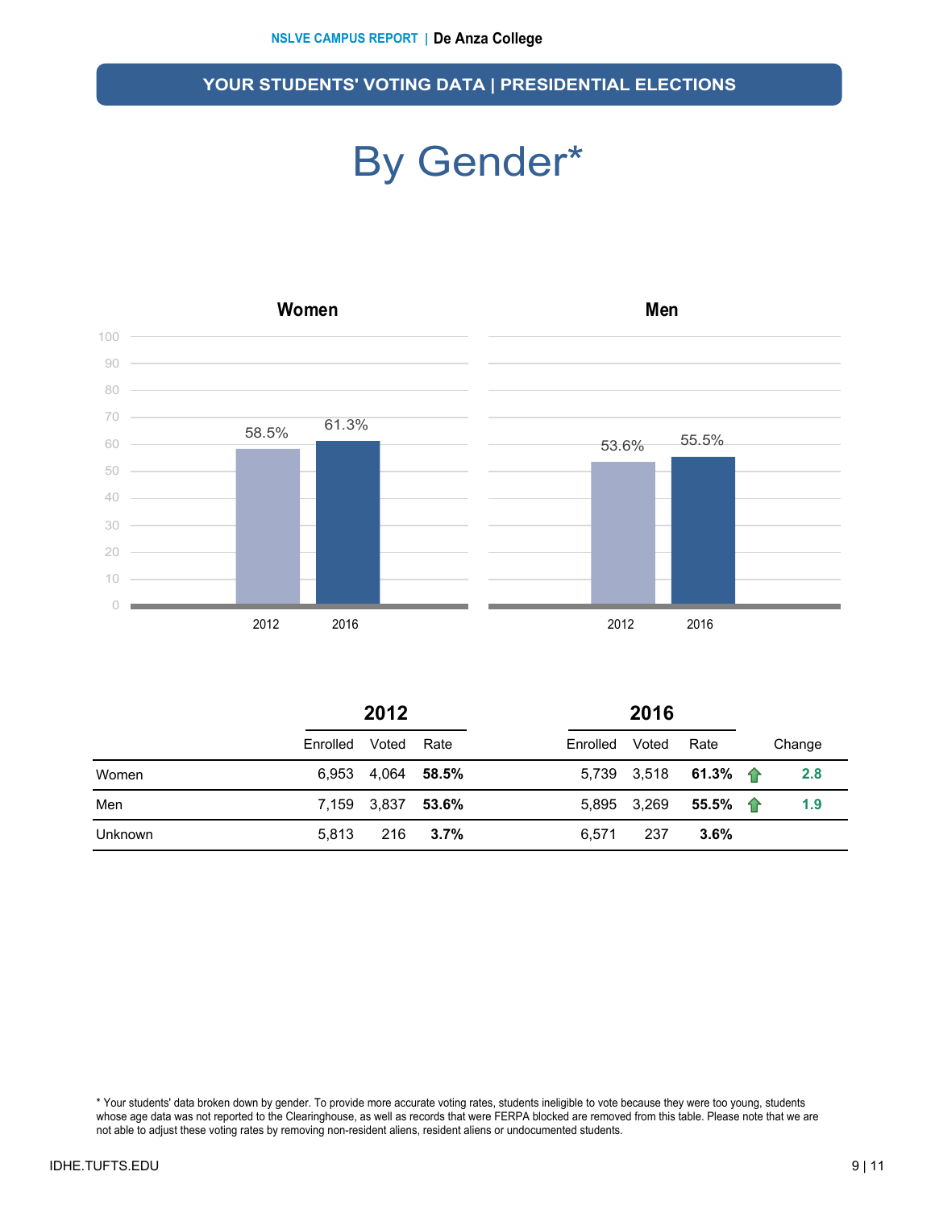## YOUR STUDENTS' VOTING DATA | PRESIDENTIAL ELECTIONS

# By Gender*

**Women**

| Year | Rate |
|---|---|
| 2012 | 58.5% |
| 2016 | 61.3% |

**Men**

| Year | Rate |
|---|---|
| 2012 | 53.6% |
| 2016 | 55.5% |

| | 2012 | | | 2016 | | | |
|---|---|---|---|---|---|---|---|
| | Enrolled | Voted | Rate | Enrolled | Voted | Rate | Change |
| Women | 6,953 | 4,064 | **58.5%** | 5,739 | 3,518 | **61.3%** | ↑ **2.8** |
| Men | 7,159 | 3,837 | **53.6%** | 5,895 | 3,269 | **55.5%** | ↑ **1.9** |
| Unknown | 5,813 | 216 | **3.7%** | 6,571 | 237 | **3.6%** | |

* Your students' data broken down by gender. To provide more accurate voting rates, students ineligible to vote because they were too young, students whose age data was not reported to the Clearinghouse, as well as records that were FERPA blocked are removed from this table. Please note that we are not able to adjust these voting rates by removing non-resident aliens, resident aliens or undocumented students.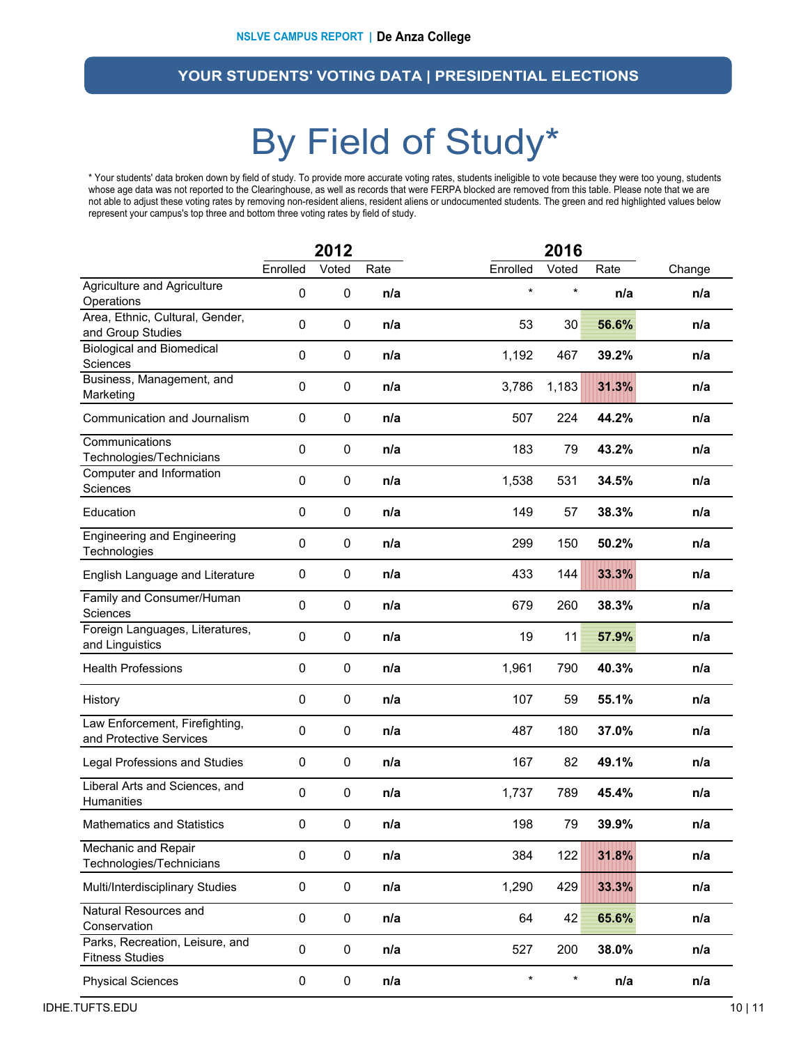NSLVE CAMPUS REPORT | **De Anza College**

## YOUR STUDENTS' VOTING DATA | PRESIDENTIAL ELECTIONS

# By Field of Study*

* Your students' data broken down by field of study. To provide more accurate voting rates, students ineligible to vote because they were too young, students whose age data was not reported to the Clearinghouse, as well as records that were FERPA blocked are removed from this table. Please note that we are not able to adjust these voting rates by removing non-resident aliens, resident aliens or undocumented students. The green and red highlighted values below represent your campus's top three and bottom three voting rates by field of study.

| | 2012 | | | 2016 | | | |
|---|---|---|---|---|---|---|---|
| | Enrolled | Voted | Rate | Enrolled | Voted | Rate | Change |
| Agriculture and Agriculture Operations | 0 | 0 | **n/a** | * | * | **n/a** | **n/a** |
| Area, Ethnic, Cultural, Gender, and Group Studies | 0 | 0 | **n/a** | 53 | 30 | **56.6%** | **n/a** |
| Biological and Biomedical Sciences | 0 | 0 | **n/a** | 1,192 | 467 | **39.2%** | **n/a** |
| Business, Management, and Marketing | 0 | 0 | **n/a** | 3,786 | 1,183 | **31.3%** | **n/a** |
| Communication and Journalism | 0 | 0 | **n/a** | 507 | 224 | **44.2%** | **n/a** |
| Communications Technologies/Technicians | 0 | 0 | **n/a** | 183 | 79 | **43.2%** | **n/a** |
| Computer and Information Sciences | 0 | 0 | **n/a** | 1,538 | 531 | **34.5%** | **n/a** |
| Education | 0 | 0 | **n/a** | 149 | 57 | **38.3%** | **n/a** |
| Engineering and Engineering Technologies | 0 | 0 | **n/a** | 299 | 150 | **50.2%** | **n/a** |
| English Language and Literature | 0 | 0 | **n/a** | 433 | 144 | **33.3%** | **n/a** |
| Family and Consumer/Human Sciences | 0 | 0 | **n/a** | 679 | 260 | **38.3%** | **n/a** |
| Foreign Languages, Literatures, and Linguistics | 0 | 0 | **n/a** | 19 | 11 | **57.9%** | **n/a** |
| Health Professions | 0 | 0 | **n/a** | 1,961 | 790 | **40.3%** | **n/a** |
| History | 0 | 0 | **n/a** | 107 | 59 | **55.1%** | **n/a** |
| Law Enforcement, Firefighting, and Protective Services | 0 | 0 | **n/a** | 487 | 180 | **37.0%** | **n/a** |
| Legal Professions and Studies | 0 | 0 | **n/a** | 167 | 82 | **49.1%** | **n/a** |
| Liberal Arts and Sciences, and Humanities | 0 | 0 | **n/a** | 1,737 | 789 | **45.4%** | **n/a** |
| Mathematics and Statistics | 0 | 0 | **n/a** | 198 | 79 | **39.9%** | **n/a** |
| Mechanic and Repair Technologies/Technicians | 0 | 0 | **n/a** | 384 | 122 | **31.8%** | **n/a** |
| Multi/Interdisciplinary Studies | 0 | 0 | **n/a** | 1,290 | 429 | **33.3%** | **n/a** |
| Natural Resources and Conservation | 0 | 0 | **n/a** | 64 | 42 | **65.6%** | **n/a** |
| Parks, Recreation, Leisure, and Fitness Studies | 0 | 0 | **n/a** | 527 | 200 | **38.0%** | **n/a** |
| Physical Sciences | 0 | 0 | **n/a** | * | * | **n/a** | **n/a** |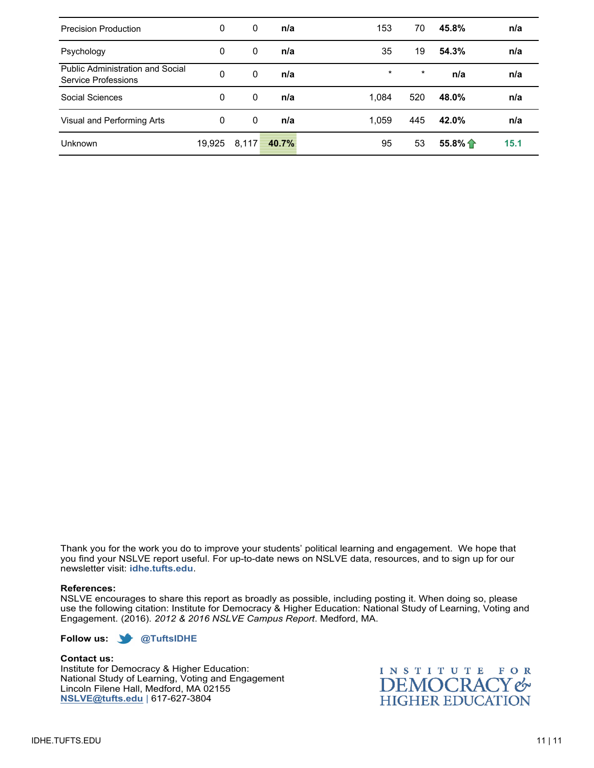| | | | | | | | |
|---|---|---|---|---|---|---|---|
| Precision Production | 0 | 0 | **n/a** | 153 | 70 | **45.8%** | **n/a** |
| Psychology | 0 | 0 | **n/a** | 35 | 19 | **54.3%** | **n/a** |
| Public Administration and Social Service Professions | 0 | 0 | **n/a** | * | * | **n/a** | **n/a** |
| Social Sciences | 0 | 0 | **n/a** | 1,084 | 520 | **48.0%** | **n/a** |
| Visual and Performing Arts | 0 | 0 | **n/a** | 1,059 | 445 | **42.0%** | **n/a** |
| Unknown | 19,925 | 8,117 | **40.7%** | 95 | 53 | **55.8%** ↑ | **15.1** |

Thank you for the work you do to improve your students' political learning and engagement. We hope that you find your NSLVE report useful. For up-to-date news on NSLVE data, resources, and to sign up for our newsletter visit: **idhe.tufts.edu**.

**References:**
NSLVE encourages to share this report as broadly as possible, including posting it. When doing so, please use the following citation: Institute for Democracy & Higher Education: National Study of Learning, Voting and Engagement. (2016). *2012 & 2016 NSLVE Campus Report*. Medford, MA.

**Follow us:** **@TuftsIDHE**

**Contact us:**
Institute for Democracy & Higher Education:
National Study of Learning, Voting and Engagement
Lincoln Filene Hall, Medford, MA 02155
**NSLVE@tufts.edu** | 617-627-3804

INSTITUTE FOR DEMOCRACY & HIGHER EDUCATION